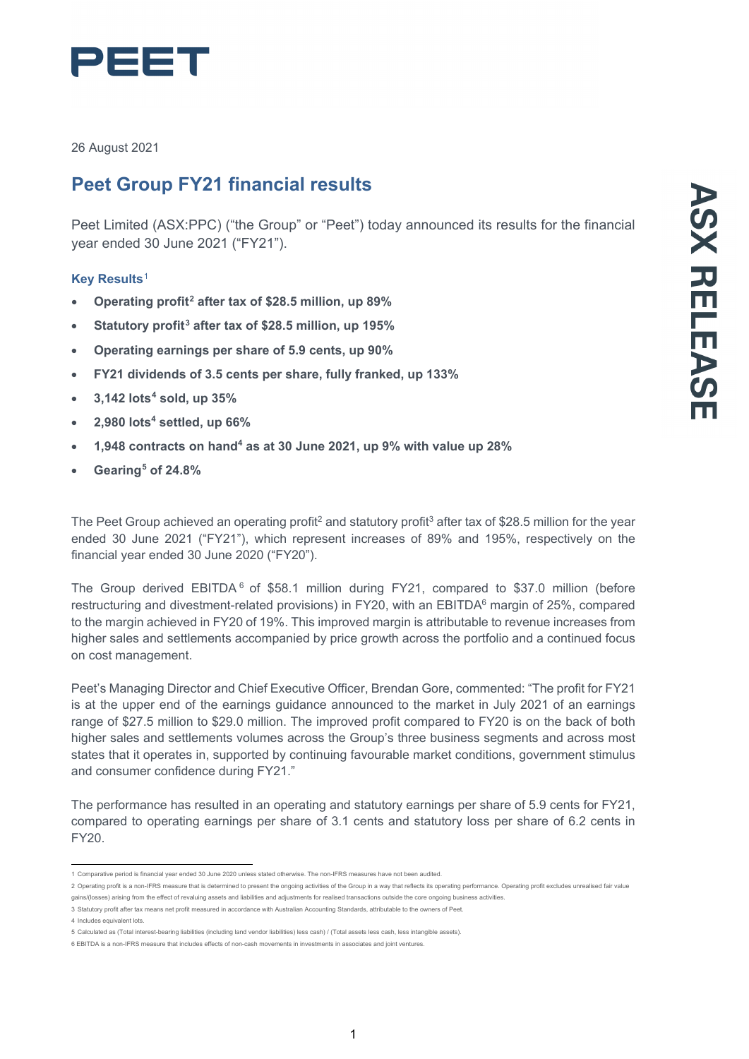PEET

26 August 2021

ASX RELEASE

# Peet Group FY21 financial results

Peet Limited (ASX:PPC) ("the Group" or "Peet") today announced its results for the financial year ended 30 June 2021 ("FY21").

### Key Results[1]

- **Operating profit[2] after tax of $28.5 million, up 89%**
- **Statutory profit[3] after tax of $28.5 million, up 195%**
- **Operating earnings per share of 5.9 cents, up 90%**
- **FY21 dividends of 3.5 cents per share, fully franked, up 133%**
- **3,142 lots[4] sold, up 35%**
- **2,980 lots[4] settled, up 66%**
- **1,948 contracts on hand[4] as at 30 June 2021, up 9% with value up 28%**
- **Gearing[5] of 24.8%**

The Peet Group achieved an operating profit[2] and statutory profit[3] after tax of $28.5 million for the year ended 30 June 2021 ("FY21"), which represent increases of 89% and 195%, respectively on the financial year ended 30 June 2020 ("FY20").

The Group derived EBITDA[6] of $58.1 million during FY21, compared to $37.0 million (before restructuring and divestment-related provisions) in FY20, with an EBITDA[6] margin of 25%, compared to the margin achieved in FY20 of 19%. This improved margin is attributable to revenue increases from higher sales and settlements accompanied by price growth across the portfolio and a continued focus on cost management.

Peet's Managing Director and Chief Executive Officer, Brendan Gore, commented: "The profit for FY21 is at the upper end of the earnings guidance announced to the market in July 2021 of an earnings range of $27.5 million to $29.0 million. The improved profit compared to FY20 is on the back of both higher sales and settlements volumes across the Group's three business segments and across most states that it operates in, supported by continuing favourable market conditions, government stimulus and consumer confidence during FY21."

The performance has resulted in an operating and statutory earnings per share of 5.9 cents for FY21, compared to operating earnings per share of 3.1 cents and statutory loss per share of 6.2 cents in FY20.

---

1 Comparative period is financial year ended 30 June 2020 unless stated otherwise. The non-IFRS measures have not been audited.

2 Operating profit is a non-IFRS measure that is determined to present the ongoing activities of the Group in a way that reflects its operating performance. Operating profit excludes unrealised fair value gains/(losses) arising from the effect of revaluing assets and liabilities and adjustments for realised transactions outside the core ongoing business activities.

3 Statutory profit after tax means net profit measured in accordance with Australian Accounting Standards, attributable to the owners of Peet.

4 Includes equivalent lots.

5 Calculated as (Total interest-bearing liabilities (including land vendor liabilities) less cash) / (Total assets less cash, less intangible assets).

6 EBITDA is a non-IFRS measure that includes effects of non-cash movements in investments in associates and joint ventures.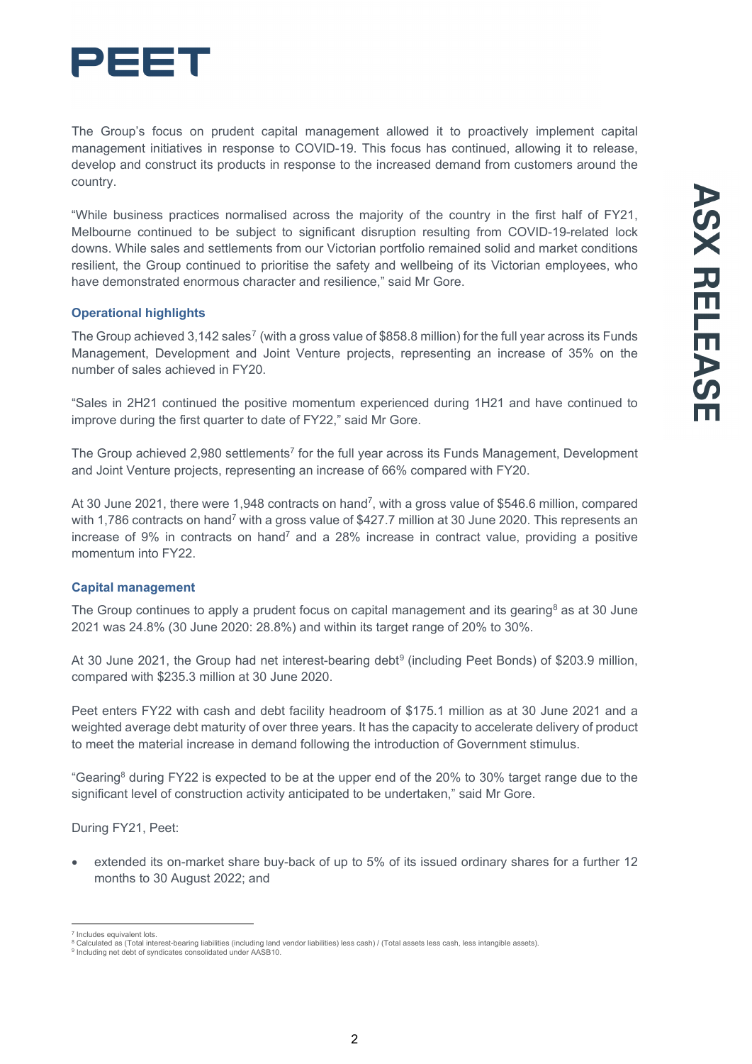The Group's focus on prudent capital management allowed it to proactively implement capital management initiatives in response to COVID-19. This focus has continued, allowing it to release, develop and construct its products in response to the increased demand from customers around the country.

"While business practices normalised across the majority of the country in the first half of FY21, Melbourne continued to be subject to significant disruption resulting from COVID-19-related lock downs. While sales and settlements from our Victorian portfolio remained solid and market conditions resilient, the Group continued to prioritise the safety and wellbeing of its Victorian employees, who have demonstrated enormous character and resilience," said Mr Gore.

### Operational highlights

The Group achieved 3,142 sales[7] (with a gross value of $858.8 million) for the full year across its Funds Management, Development and Joint Venture projects, representing an increase of 35% on the number of sales achieved in FY20.

"Sales in 2H21 continued the positive momentum experienced during 1H21 and have continued to improve during the first quarter to date of FY22," said Mr Gore.

The Group achieved 2,980 settlements[7] for the full year across its Funds Management, Development and Joint Venture projects, representing an increase of 66% compared with FY20.

At 30 June 2021, there were 1,948 contracts on hand[7], with a gross value of $546.6 million, compared with 1,786 contracts on hand[7] with a gross value of $427.7 million at 30 June 2020. This represents an increase of 9% in contracts on hand[7] and a 28% increase in contract value, providing a positive momentum into FY22.

### Capital management

The Group continues to apply a prudent focus on capital management and its gearing[8] as at 30 June 2021 was 24.8% (30 June 2020: 28.8%) and within its target range of 20% to 30%.

At 30 June 2021, the Group had net interest-bearing debt[9] (including Peet Bonds) of $203.9 million, compared with $235.3 million at 30 June 2020.

Peet enters FY22 with cash and debt facility headroom of $175.1 million as at 30 June 2021 and a weighted average debt maturity of over three years. It has the capacity to accelerate delivery of product to meet the material increase in demand following the introduction of Government stimulus.

"Gearing[8] during FY22 is expected to be at the upper end of the 20% to 30% target range due to the significant level of construction activity anticipated to be undertaken," said Mr Gore.

During FY21, Peet:

- extended its on-market share buy-back of up to 5% of its issued ordinary shares for a further 12 months to 30 August 2022; and

---

[7] Includes equivalent lots.
[8] Calculated as (Total interest-bearing liabilities (including land vendor liabilities) less cash) / (Total assets less cash, less intangible assets).
[9] Including net debt of syndicates consolidated under AASB10.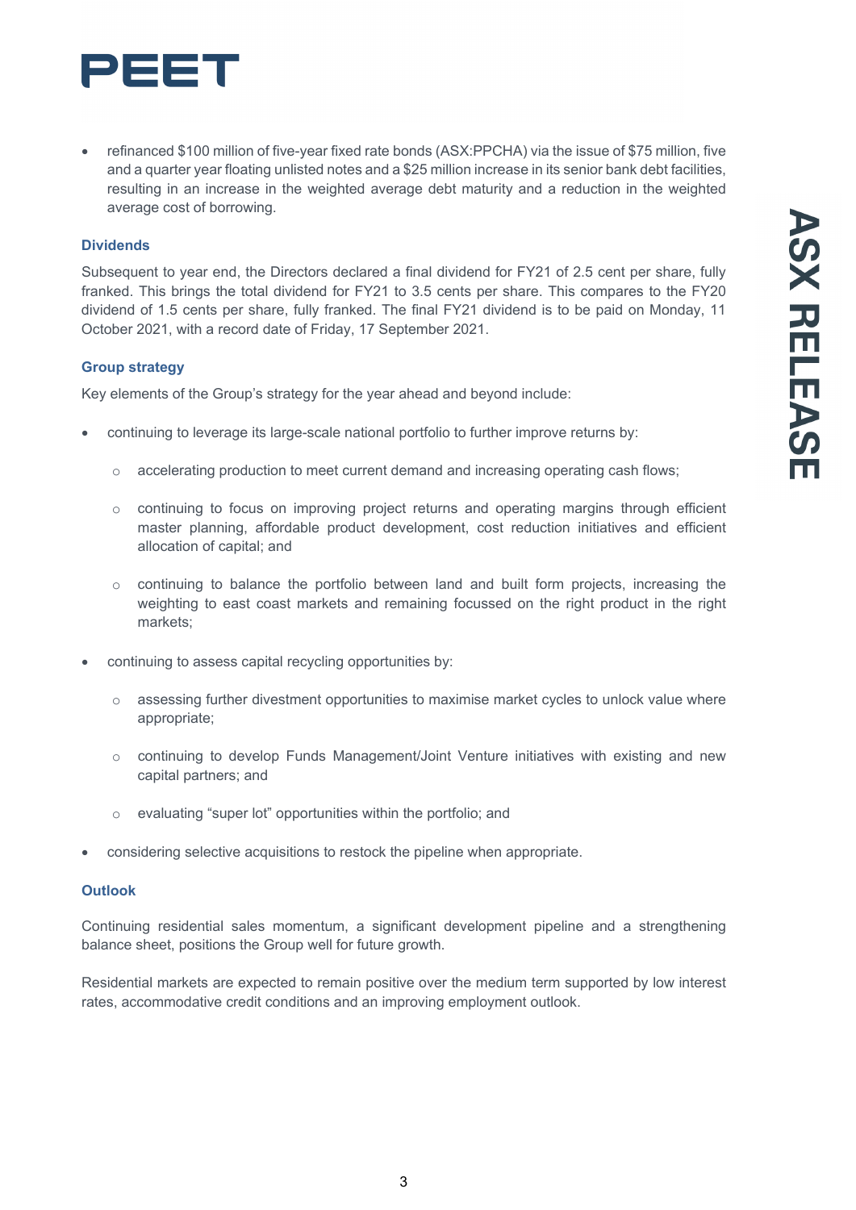- refinanced $100 million of five-year fixed rate bonds (ASX:PPCHA) via the issue of $75 million, five and a quarter year floating unlisted notes and a $25 million increase in its senior bank debt facilities, resulting in an increase in the weighted average debt maturity and a reduction in the weighted average cost of borrowing.

### Dividends

Subsequent to year end, the Directors declared a final dividend for FY21 of 2.5 cent per share, fully franked. This brings the total dividend for FY21 to 3.5 cents per share. This compares to the FY20 dividend of 1.5 cents per share, fully franked. The final FY21 dividend is to be paid on Monday, 11 October 2021, with a record date of Friday, 17 September 2021.

### Group strategy

Key elements of the Group's strategy for the year ahead and beyond include:

- continuing to leverage its large-scale national portfolio to further improve returns by:
  - accelerating production to meet current demand and increasing operating cash flows;
  - continuing to focus on improving project returns and operating margins through efficient master planning, affordable product development, cost reduction initiatives and efficient allocation of capital; and
  - continuing to balance the portfolio between land and built form projects, increasing the weighting to east coast markets and remaining focussed on the right product in the right markets;
- continuing to assess capital recycling opportunities by:
  - assessing further divestment opportunities to maximise market cycles to unlock value where appropriate;
  - continuing to develop Funds Management/Joint Venture initiatives with existing and new capital partners; and
  - evaluating "super lot" opportunities within the portfolio; and
- considering selective acquisitions to restock the pipeline when appropriate.

### Outlook

Continuing residential sales momentum, a significant development pipeline and a strengthening balance sheet, positions the Group well for future growth.

Residential markets are expected to remain positive over the medium term supported by low interest rates, accommodative credit conditions and an improving employment outlook.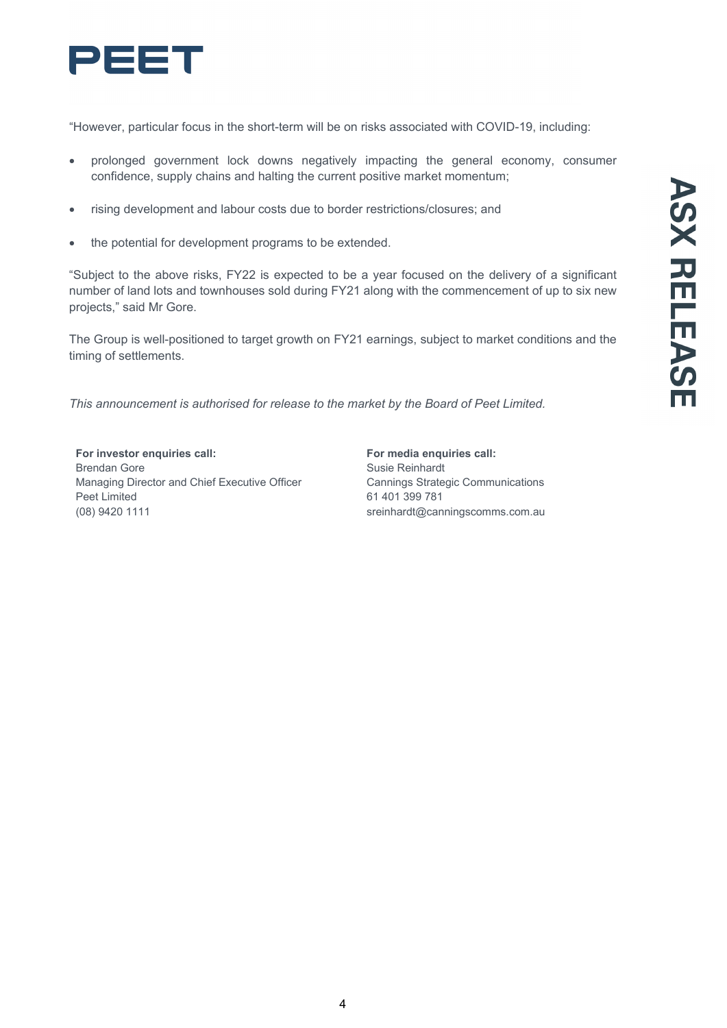"However, particular focus in the short-term will be on risks associated with COVID-19, including:

- prolonged government lock downs negatively impacting the general economy, consumer confidence, supply chains and halting the current positive market momentum;
- rising development and labour costs due to border restrictions/closures; and
- the potential for development programs to be extended.

"Subject to the above risks, FY22 is expected to be a year focused on the delivery of a significant number of land lots and townhouses sold during FY21 along with the commencement of up to six new projects," said Mr Gore.

The Group is well-positioned to target growth on FY21 earnings, subject to market conditions and the timing of settlements.

*This announcement is authorised for release to the market by the Board of Peet Limited.*

**For investor enquiries call:**
Brendan Gore
Managing Director and Chief Executive Officer
Peet Limited
(08) 9420 1111

**For media enquiries call:**
Susie Reinhardt
Cannings Strategic Communications
61 401 399 781
sreinhardt@canningscomms.com.au